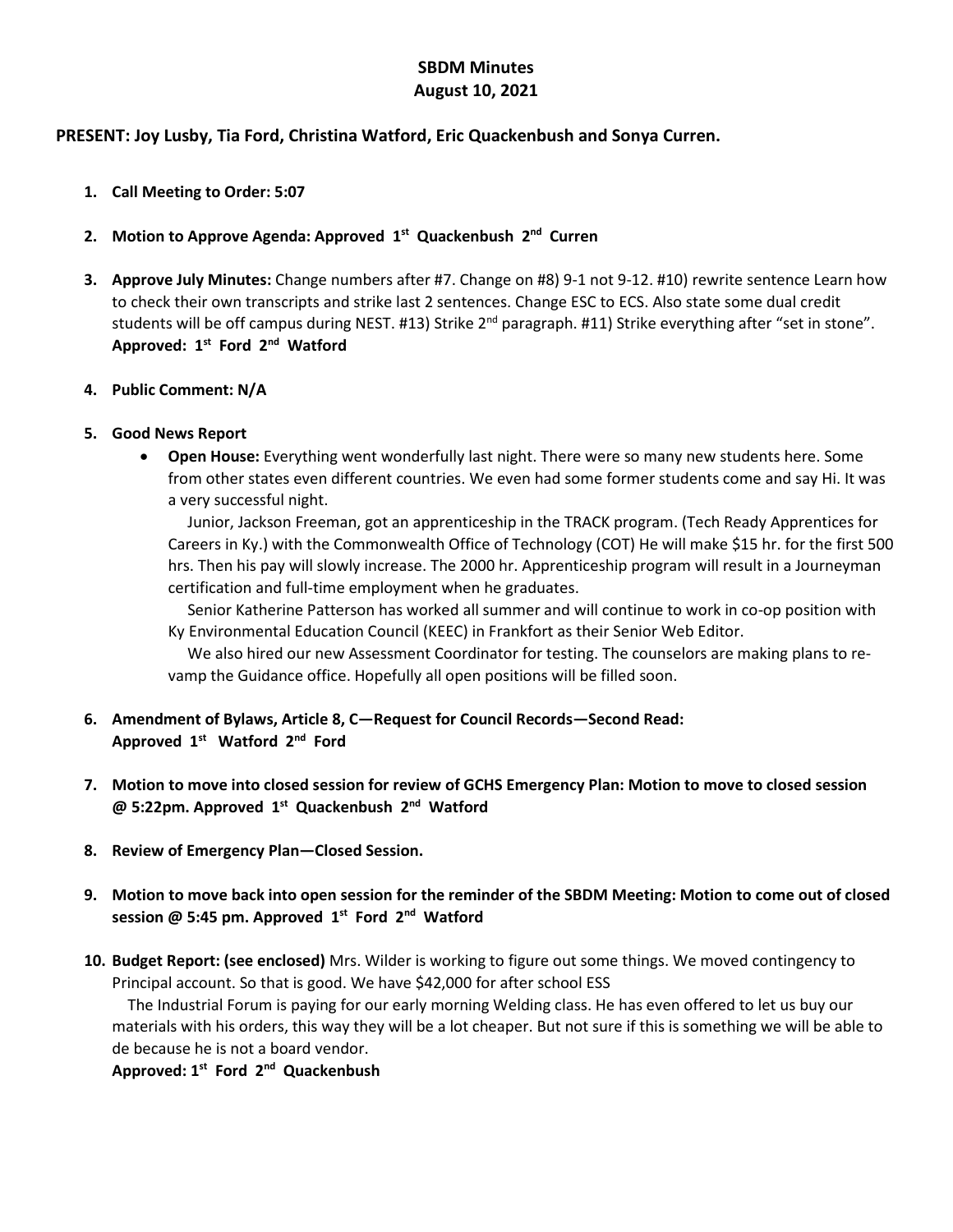# SBDM Minutes
# August 10, 2021

**PRESENT: Joy Lusby, Tia Ford, Christina Watford, Eric Quackenbush and Sonya Curren.**

1. **Call Meeting to Order: 5:07**

2. **Motion to Approve Agenda: Approved 1st Quackenbush 2nd Curren**

3. **Approve July Minutes:** Change numbers after #7. Change on #8) 9-1 not 9-12. #10) rewrite sentence Learn how to check their own transcripts and strike last 2 sentences. Change ESC to ECS. Also state some dual credit students will be off campus during NEST. #13) Strike 2nd paragraph. #11) Strike everything after "set in stone". **Approved: 1st Ford 2nd Watford**

4. **Public Comment: N/A**

5. **Good News Report**
   - **Open House:** Everything went wonderfully last night. There were so many new students here. Some from other states even different countries. We even had some former students come and say Hi. It was a very successful night.

     Junior, Jackson Freeman, got an apprenticeship in the TRACK program. (Tech Ready Apprentices for Careers in Ky.) with the Commonwealth Office of Technology (COT) He will make $15 hr. for the first 500 hrs. Then his pay will slowly increase. The 2000 hr. Apprenticeship program will result in a Journeyman certification and full-time employment when he graduates.

     Senior Katherine Patterson has worked all summer and will continue to work in co-op position with Ky Environmental Education Council (KEEC) in Frankfort as their Senior Web Editor.

     We also hired our new Assessment Coordinator for testing. The counselors are making plans to re-vamp the Guidance office. Hopefully all open positions will be filled soon.

6. **Amendment of Bylaws, Article 8, C—Request for Council Records—Second Read: Approved 1st Watford 2nd Ford**

7. **Motion to move into closed session for review of GCHS Emergency Plan: Motion to move to closed session @ 5:22pm. Approved 1st Quackenbush 2nd Watford**

8. **Review of Emergency Plan—Closed Session.**

9. **Motion to move back into open session for the reminder of the SBDM Meeting: Motion to come out of closed session @ 5:45 pm. Approved 1st Ford 2nd Watford**

10. **Budget Report: (see enclosed)** Mrs. Wilder is working to figure out some things. We moved contingency to Principal account. So that is good. We have $42,000 for after school ESS

    The Industrial Forum is paying for our early morning Welding class. He has even offered to let us buy our materials with his orders, this way they will be a lot cheaper. But not sure if this is something we will be able to de because he is not a board vendor.

    **Approved: 1st Ford 2nd Quackenbush**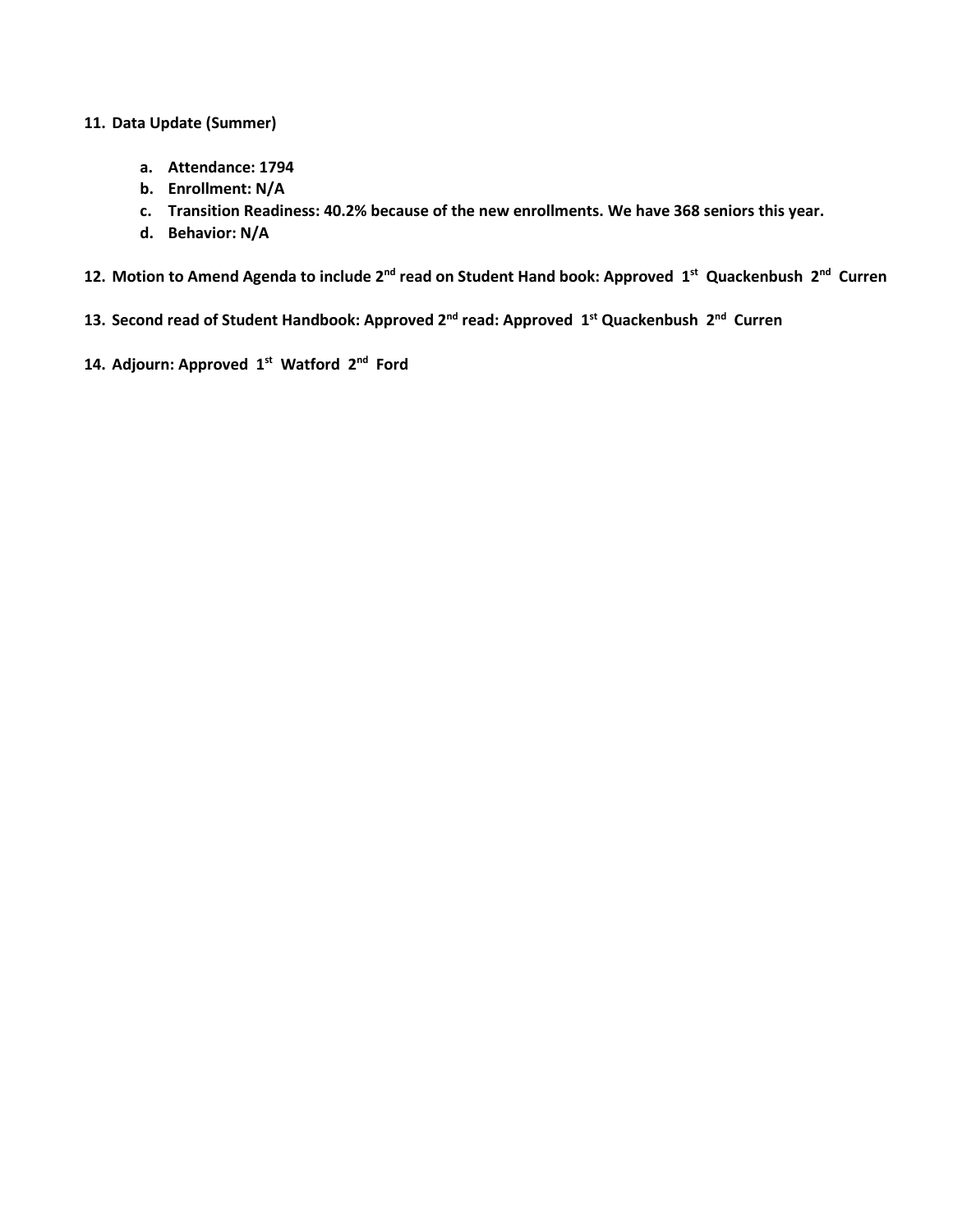**11. Data Update (Summer)**

  **a. Attendance: 1794**
  
  **b. Enrollment: N/A**
  
  **c. Transition Readiness: 40.2% because of the new enrollments. We have 368 seniors this year.**
  
  **d. Behavior: N/A**

**12. Motion to Amend Agenda to include 2nd read on Student Hand book: Approved 1st Quackenbush 2nd Curren**

**13. Second read of Student Handbook: Approved 2nd read: Approved 1st Quackenbush 2nd Curren**

**14. Adjourn: Approved 1st Watford 2nd Ford**